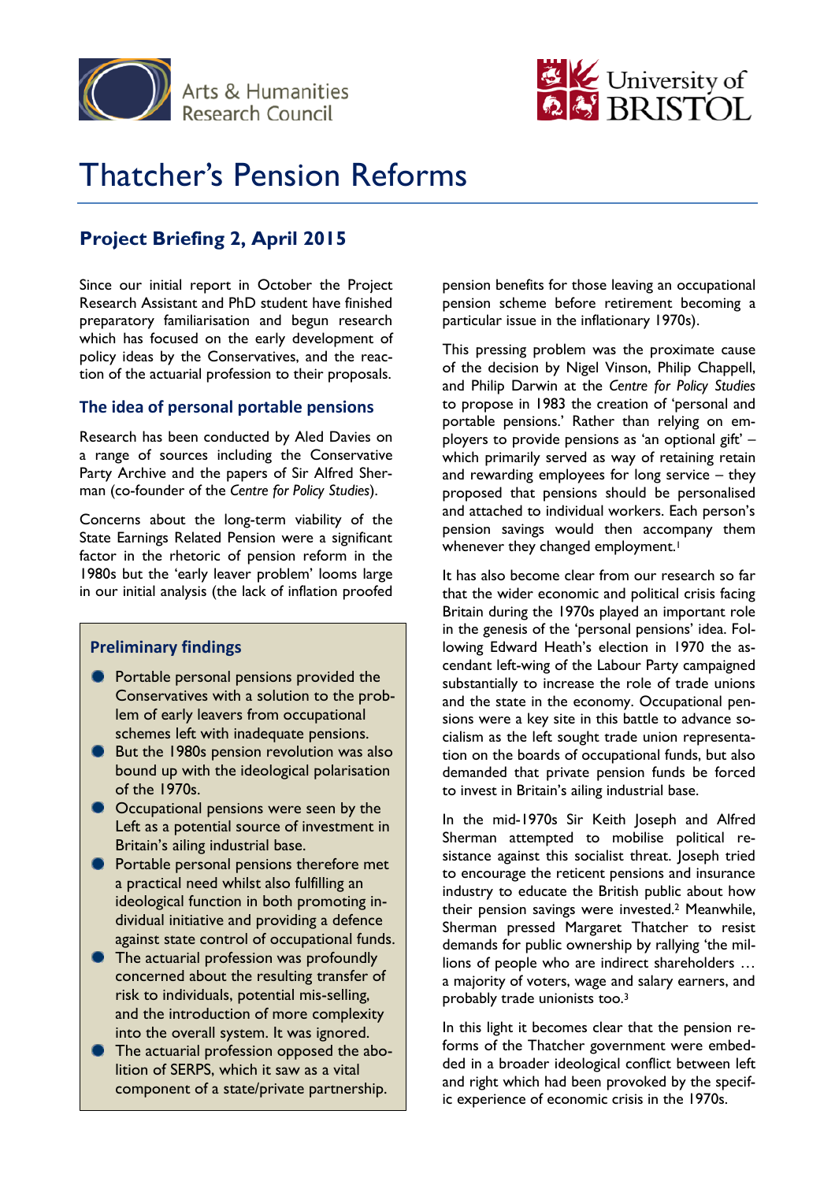# Thatcher's Pension Reforms

## Project Briefing 2, April 2015

Since our initial report in October the Project Research Assistant and PhD student have finished preparatory familiarisation and begun research which has focused on the early development of policy ideas by the Conservatives, and the reaction of the actuarial profession to their proposals.

### The idea of personal portable pensions

Research has been conducted by Aled Davies on a range of sources including the Conservative Party Archive and the papers of Sir Alfred Sherman (co-founder of the *Centre for Policy Studies*).

Concerns about the long-term viability of the State Earnings Related Pension were a significant factor in the rhetoric of pension reform in the 1980s but the 'early leaver problem' looms large in our initial analysis (the lack of inflation proofed pension benefits for those leaving an occupational pension scheme before retirement becoming a particular issue in the inflationary 1970s).

This pressing problem was the proximate cause of the decision by Nigel Vinson, Philip Chappell, and Philip Darwin at the *Centre for Policy Studies* to propose in 1983 the creation of 'personal and portable pensions.' Rather than relying on employers to provide pensions as 'an optional gift' – which primarily served as way of retaining retain and rewarding employees for long service – they proposed that pensions should be personalised and attached to individual workers. Each person's pension savings would then accompany them whenever they changed employment.[1]

It has also become clear from our research so far that the wider economic and political crisis facing Britain during the 1970s played an important role in the genesis of the 'personal pensions' idea. Following Edward Heath's election in 1970 the ascendant left-wing of the Labour Party campaigned substantially to increase the role of trade unions and the state in the economy. Occupational pensions were a key site in this battle to advance socialism as the left sought trade union representation on the boards of occupational funds, but also demanded that private pension funds be forced to invest in Britain's ailing industrial base.

In the mid-1970s Sir Keith Joseph and Alfred Sherman attempted to mobilise political resistance against this socialist threat. Joseph tried to encourage the reticent pensions and insurance industry to educate the British public about how their pension savings were invested.[2] Meanwhile, Sherman pressed Margaret Thatcher to resist demands for public ownership by rallying 'the millions of people who are indirect shareholders … a majority of voters, wage and salary earners, and probably trade unionists too.[3]

In this light it becomes clear that the pension reforms of the Thatcher government were embedded in a broader ideological conflict between left and right which had been provoked by the specific experience of economic crisis in the 1970s.

### Preliminary findings

- Portable personal pensions provided the Conservatives with a solution to the problem of early leavers from occupational schemes left with inadequate pensions.
- But the 1980s pension revolution was also bound up with the ideological polarisation of the 1970s.
- Occupational pensions were seen by the Left as a potential source of investment in Britain's ailing industrial base.
- Portable personal pensions therefore met a practical need whilst also fulfilling an ideological function in both promoting individual initiative and providing a defence against state control of occupational funds.
- The actuarial profession was profoundly concerned about the resulting transfer of risk to individuals, potential mis-selling, and the introduction of more complexity into the overall system. It was ignored.
- The actuarial profession opposed the abolition of SERPS, which it saw as a vital component of a state/private partnership.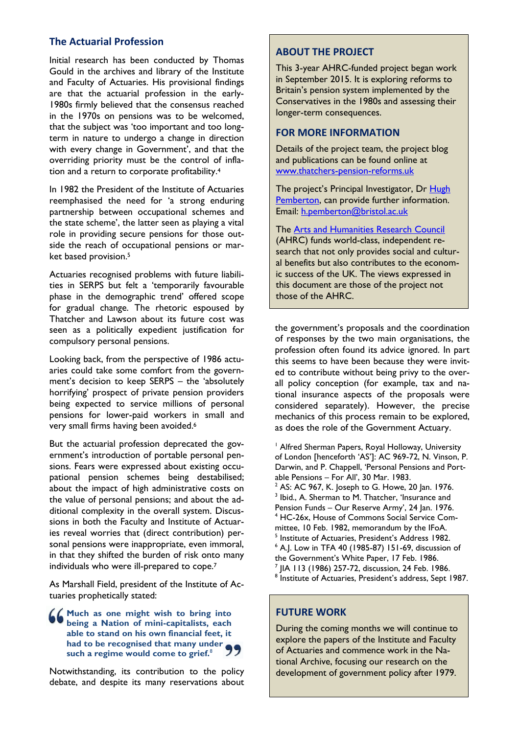## The Actuarial Profession

Initial research has been conducted by Thomas Gould in the archives and library of the Institute and Faculty of Actuaries. His provisional findings are that the actuarial profession in the early-1980s firmly believed that the consensus reached in the 1970s on pensions was to be welcomed, that the subject was 'too important and too long-term in nature to undergo a change in direction with every change in Government', and that the overriding priority must be the control of inflation and a return to corporate profitability.[4]

In 1982 the President of the Institute of Actuaries reemphasised the need for 'a strong enduring partnership between occupational schemes and the state scheme', the latter seen as playing a vital role in providing secure pensions for those outside the reach of occupational pensions or market based provision.[5]

Actuaries recognised problems with future liabilities in SERPS but felt a 'temporarily favourable phase in the demographic trend' offered scope for gradual change. The rhetoric espoused by Thatcher and Lawson about its future cost was seen as a politically expedient justification for compulsory personal pensions.

Looking back, from the perspective of 1986 actuaries could take some comfort from the government's decision to keep SERPS – the 'absolutely horrifying' prospect of private pension providers being expected to service millions of personal pensions for lower-paid workers in small and very small firms having been avoided.[6]

But the actuarial profession deprecated the government's introduction of portable personal pensions. Fears were expressed about existing occupational pension schemes being destabilised; about the impact of high administrative costs on the value of personal pensions; and about the additional complexity in the overall system. Discussions in both the Faculty and Institute of Actuaries reveal worries that (direct contribution) personal pensions were inappropriate, even immoral, in that they shifted the burden of risk onto many individuals who were ill-prepared to cope.[7]

As Marshall Field, president of the Institute of Actuaries prophetically stated:

> **Much as one might wish to bring into being a Nation of mini-capitalists, each able to stand on his own financial feet, it had to be recognised that many under such a regime would come to grief.**[8]

Notwithstanding, its contribution to the policy debate, and despite its many reservations about the government's proposals and the coordination of responses by the two main organisations, the profession often found its advice ignored. In part this seems to have been because they were invited to contribute without being privy to the overall policy conception (for example, tax and national insurance aspects of the proposals were considered separately). However, the precise mechanics of this process remain to be explored, as does the role of the Government Actuary.

[1] Alfred Sherman Papers, Royal Holloway, University of London [henceforth 'AS']: AC 969-72, N. Vinson, P. Darwin, and P. Chappell, 'Personal Pensions and Portable Pensions – For All', 30 Mar. 1983.
[2] AS: AC 967, K. Joseph to G. Howe, 20 Jan. 1976.
[3] Ibid., A. Sherman to M. Thatcher, 'Insurance and Pension Funds – Our Reserve Army', 24 Jan. 1976.
[4] HC-26x, House of Commons Social Service Committee, 10 Feb. 1982, memorandum by the IFoA.
[5] Institute of Actuaries, President's Address 1982.
[6] A.J. Low in TFA 40 (1985-87) 151-69, discussion of the Government's White Paper, 17 Feb. 1986.
[7] JIA 113 (1986) 257-72, discussion, 24 Feb. 1986.
[8] Institute of Actuaries, President's address, Sept 1987.

## ABOUT THE PROJECT

This 3-year AHRC-funded project began work in September 2015. It is exploring reforms to Britain's pension system implemented by the Conservatives in the 1980s and assessing their longer-term consequences.

## FOR MORE INFORMATION

Details of the project team, the project blog and publications can be found online at www.thatchers-pension-reforms.uk

The project's Principal Investigator, Dr Hugh Pemberton, can provide further information. Email: h.pemberton@bristol.ac.uk

The Arts and Humanities Research Council (AHRC) funds world-class, independent research that not only provides social and cultural benefits but also contributes to the economic success of the UK. The views expressed in this document are those of the project not those of the AHRC.

## FUTURE WORK

During the coming months we will continue to explore the papers of the Institute and Faculty of Actuaries and commence work in the National Archive, focusing our research on the development of government policy after 1979.